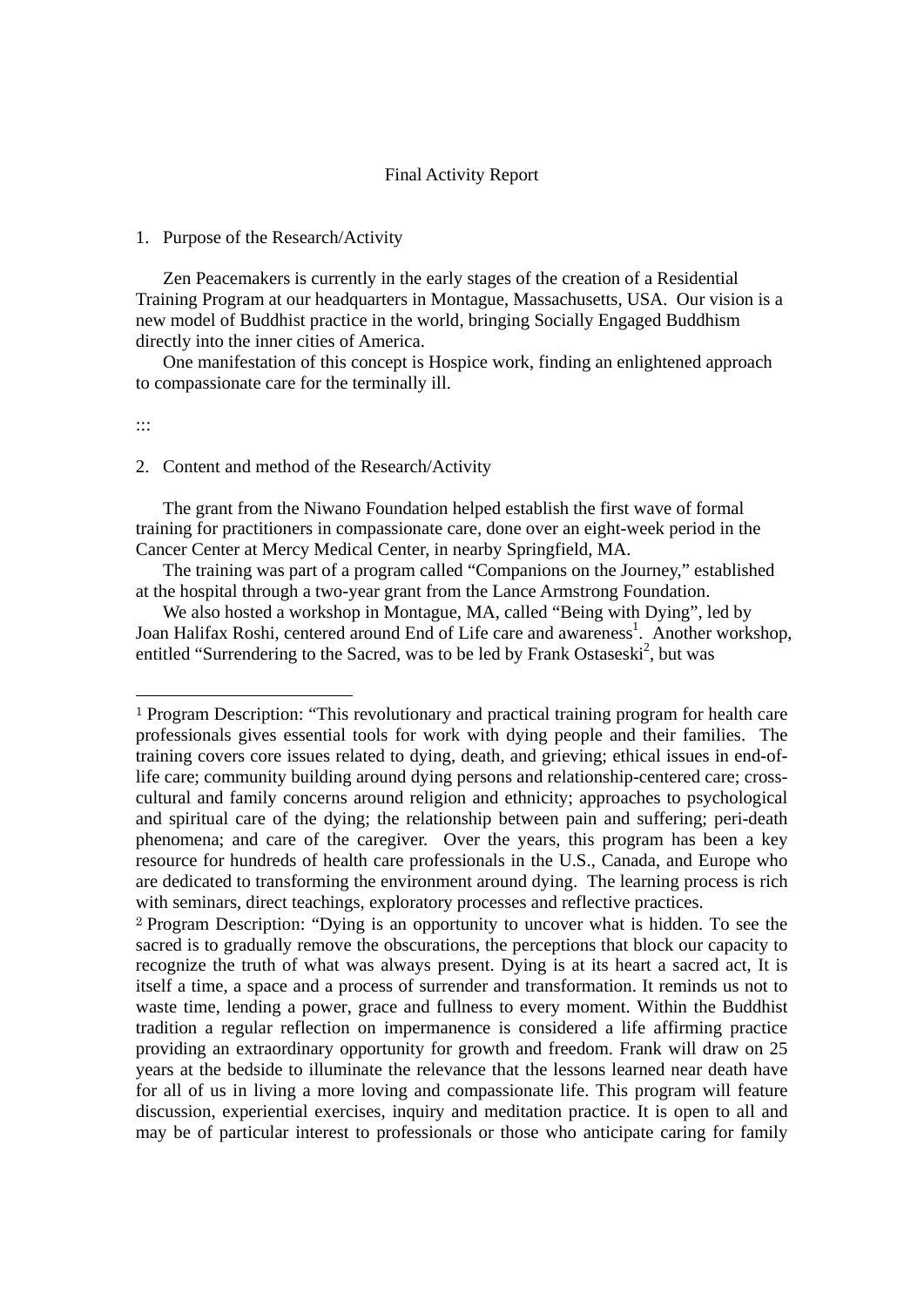Final Activity Report

1. Purpose of the Research/Activity

Zen Peacemakers is currently in the early stages of the creation of a Residential Training Program at our headquarters in Montague, Massachusetts, USA. Our vision is a new model of Buddhist practice in the world, bringing Socially Engaged Buddhism directly into the inner cities of America.

One manifestation of this concept is Hospice work, finding an enlightened approach to compassionate care for the terminally ill.

:::

2. Content and method of the Research/Activity

The grant from the Niwano Foundation helped establish the first wave of formal training for practitioners in compassionate care, done over an eight-week period in the Cancer Center at Mercy Medical Center, in nearby Springfield, MA.

The training was part of a program called "Companions on the Journey," established at the hospital through a two-year grant from the Lance Armstrong Foundation.

We also hosted a workshop in Montague, MA, called "Being with Dying", led by Joan Halifax Roshi, centered around End of Life care and awareness[1]. Another workshop, entitled "Surrendering to the Sacred, was to be led by Frank Ostaseski[2], but was

---

[1] Program Description: "This revolutionary and practical training program for health care professionals gives essential tools for work with dying people and their families. The training covers core issues related to dying, death, and grieving; ethical issues in end-of-life care; community building around dying persons and relationship-centered care; cross-cultural and family concerns around religion and ethnicity; approaches to psychological and spiritual care of the dying; the relationship between pain and suffering; peri-death phenomena; and care of the caregiver. Over the years, this program has been a key resource for hundreds of health care professionals in the U.S., Canada, and Europe who are dedicated to transforming the environment around dying. The learning process is rich with seminars, direct teachings, exploratory processes and reflective practices.

[2] Program Description: "Dying is an opportunity to uncover what is hidden. To see the sacred is to gradually remove the obscurations, the perceptions that block our capacity to recognize the truth of what was always present. Dying is at its heart a sacred act, It is itself a time, a space and a process of surrender and transformation. It reminds us not to waste time, lending a power, grace and fullness to every moment. Within the Buddhist tradition a regular reflection on impermanence is considered a life affirming practice providing an extraordinary opportunity for growth and freedom. Frank will draw on 25 years at the bedside to illuminate the relevance that the lessons learned near death have for all of us in living a more loving and compassionate life. This program will feature discussion, experiential exercises, inquiry and meditation practice. It is open to all and may be of particular interest to professionals or those who anticipate caring for family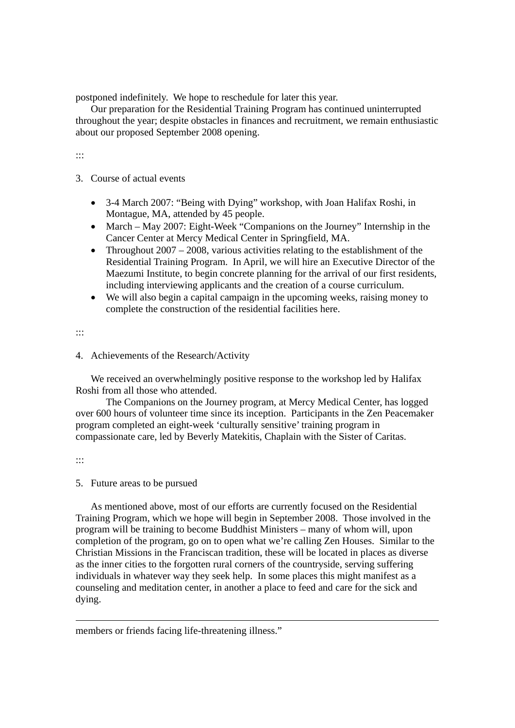postponed indefinitely. We hope to reschedule for later this year.

Our preparation for the Residential Training Program has continued uninterrupted throughout the year; despite obstacles in finances and recruitment, we remain enthusiastic about our proposed September 2008 opening.

:::

3. Course of actual events

- 3-4 March 2007: "Being with Dying" workshop, with Joan Halifax Roshi, in Montague, MA, attended by 45 people.
- March – May 2007: Eight-Week "Companions on the Journey" Internship in the Cancer Center at Mercy Medical Center in Springfield, MA.
- Throughout 2007 – 2008, various activities relating to the establishment of the Residential Training Program. In April, we will hire an Executive Director of the Maezumi Institute, to begin concrete planning for the arrival of our first residents, including interviewing applicants and the creation of a course curriculum.
- We will also begin a capital campaign in the upcoming weeks, raising money to complete the construction of the residential facilities here.

:::

4. Achievements of the Research/Activity

We received an overwhelmingly positive response to the workshop led by Halifax Roshi from all those who attended.

The Companions on the Journey program, at Mercy Medical Center, has logged over 600 hours of volunteer time since its inception. Participants in the Zen Peacemaker program completed an eight-week 'culturally sensitive' training program in compassionate care, led by Beverly Matekitis, Chaplain with the Sister of Caritas.

:::

5. Future areas to be pursued

As mentioned above, most of our efforts are currently focused on the Residential Training Program, which we hope will begin in September 2008. Those involved in the program will be training to become Buddhist Ministers – many of whom will, upon completion of the program, go on to open what we're calling Zen Houses. Similar to the Christian Missions in the Franciscan tradition, these will be located in places as diverse as the inner cities to the forgotten rural corners of the countryside, serving suffering individuals in whatever way they seek help. In some places this might manifest as a counseling and meditation center, in another a place to feed and care for the sick and dying.

---

members or friends facing life-threatening illness."